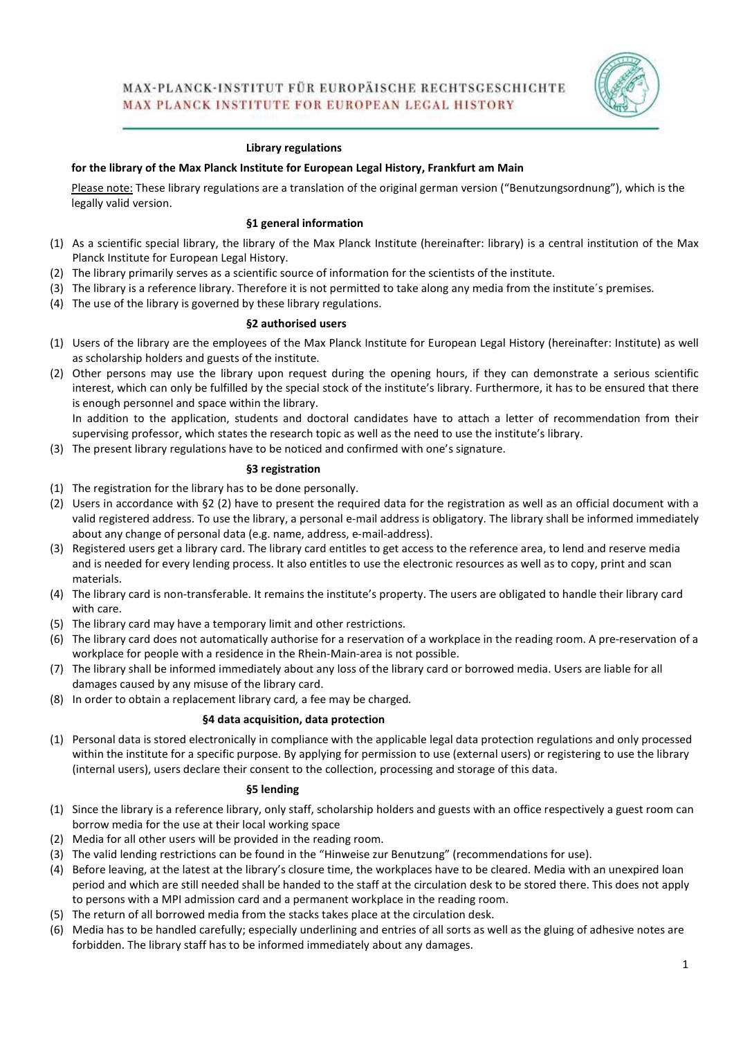MAX-PLANCK-INSTITUT FÜR EUROPÄISCHE RECHTSGESCHICHTE
MAX PLANCK INSTITUTE FOR EUROPEAN LEGAL HISTORY

# Library regulations

## for the library of the Max Planck Institute for European Legal History, Frankfurt am Main

Please note: These library regulations are a translation of the original german version ("Benutzungsordnung"), which is the legally valid version.

### §1 general information

(1) As a scientific special library, the library of the Max Planck Institute (hereinafter: library) is a central institution of the Max Planck Institute for European Legal History.
(2) The library primarily serves as a scientific source of information for the scientists of the institute.
(3) The library is a reference library. Therefore it is not permitted to take along any media from the institute´s premises.
(4) The use of the library is governed by these library regulations.

### §2 authorised users

(1) Users of the library are the employees of the Max Planck Institute for European Legal History (hereinafter: Institute) as well as scholarship holders and guests of the institute.
(2) Other persons may use the library upon request during the opening hours, if they can demonstrate a serious scientific interest, which can only be fulfilled by the special stock of the institute's library. Furthermore, it has to be ensured that there is enough personnel and space within the library.
In addition to the application, students and doctoral candidates have to attach a letter of recommendation from their supervising professor, which states the research topic as well as the need to use the institute's library.
(3) The present library regulations have to be noticed and confirmed with one's signature.

### §3 registration

(1) The registration for the library has to be done personally.
(2) Users in accordance with §2 (2) have to present the required data for the registration as well as an official document with a valid registered address. To use the library, a personal e-mail address is obligatory. The library shall be informed immediately about any change of personal data (e.g. name, address, e-mail-address).
(3) Registered users get a library card. The library card entitles to get access to the reference area, to lend and reserve media and is needed for every lending process. It also entitles to use the electronic resources as well as to copy, print and scan materials.
(4) The library card is non-transferable. It remains the institute's property. The users are obligated to handle their library card with care.
(5) The library card may have a temporary limit and other restrictions.
(6) The library card does not automatically authorise for a reservation of a workplace in the reading room. A pre-reservation of a workplace for people with a residence in the Rhein-Main-area is not possible.
(7) The library shall be informed immediately about any loss of the library card or borrowed media. Users are liable for all damages caused by any misuse of the library card.
(8) In order to obtain a replacement library card, a fee may be charged.

### §4 data acquisition, data protection

(1) Personal data is stored electronically in compliance with the applicable legal data protection regulations and only processed within the institute for a specific purpose. By applying for permission to use (external users) or registering to use the library (internal users), users declare their consent to the collection, processing and storage of this data.

### §5 lending

(1) Since the library is a reference library, only staff, scholarship holders and guests with an office respectively a guest room can borrow media for the use at their local working space
(2) Media for all other users will be provided in the reading room.
(3) The valid lending restrictions can be found in the "Hinweise zur Benutzung" (recommendations for use).
(4) Before leaving, at the latest at the library's closure time, the workplaces have to be cleared. Media with an unexpired loan period and which are still needed shall be handed to the staff at the circulation desk to be stored there. This does not apply to persons with a MPI admission card and a permanent workplace in the reading room.
(5) The return of all borrowed media from the stacks takes place at the circulation desk.
(6) Media has to be handled carefully; especially underlining and entries of all sorts as well as the gluing of adhesive notes are forbidden. The library staff has to be informed immediately about any damages.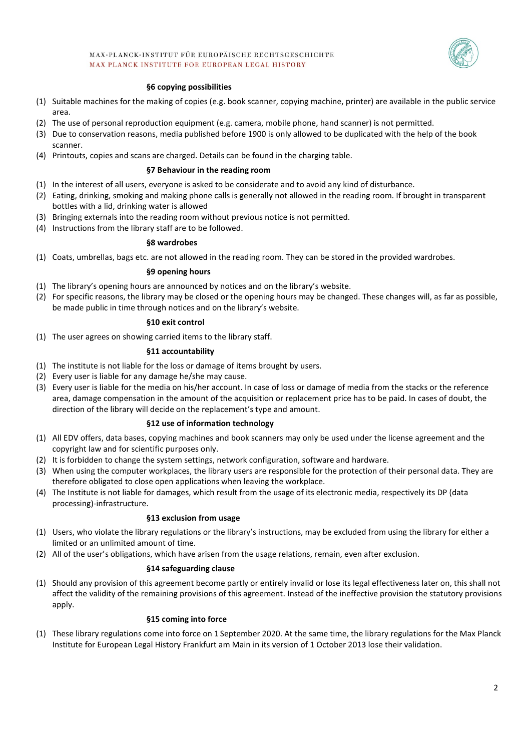### §6 copying possibilities

(1) Suitable machines for the making of copies (e.g. book scanner, copying machine, printer) are available in the public service area.
(2) The use of personal reproduction equipment (e.g. camera, mobile phone, hand scanner) is not permitted.
(3) Due to conservation reasons, media published before 1900 is only allowed to be duplicated with the help of the book scanner.
(4) Printouts, copies and scans are charged. Details can be found in the charging table.

### §7 Behaviour in the reading room

(1) In the interest of all users, everyone is asked to be considerate and to avoid any kind of disturbance.
(2) Eating, drinking, smoking and making phone calls is generally not allowed in the reading room. If brought in transparent bottles with a lid, drinking water is allowed
(3) Bringing externals into the reading room without previous notice is not permitted.
(4) Instructions from the library staff are to be followed.

### §8 wardrobes

(1) Coats, umbrellas, bags etc. are not allowed in the reading room. They can be stored in the provided wardrobes.

### §9 opening hours

(1) The library's opening hours are announced by notices and on the library's website.
(2) For specific reasons, the library may be closed or the opening hours may be changed. These changes will, as far as possible, be made public in time through notices and on the library's website.

### §10 exit control

(1) The user agrees on showing carried items to the library staff.

### §11 accountability

(1) The institute is not liable for the loss or damage of items brought by users.
(2) Every user is liable for any damage he/she may cause.
(3) Every user is liable for the media on his/her account. In case of loss or damage of media from the stacks or the reference area, damage compensation in the amount of the acquisition or replacement price has to be paid. In cases of doubt, the direction of the library will decide on the replacement's type and amount.

### §12 use of information technology

(1) All EDV offers, data bases, copying machines and book scanners may only be used under the license agreement and the copyright law and for scientific purposes only.
(2) It is forbidden to change the system settings, network configuration, software and hardware.
(3) When using the computer workplaces, the library users are responsible for the protection of their personal data. They are therefore obligated to close open applications when leaving the workplace.
(4) The Institute is not liable for damages, which result from the usage of its electronic media, respectively its DP (data processing)-infrastructure.

### §13 exclusion from usage

(1) Users, who violate the library regulations or the library's instructions, may be excluded from using the library for either a limited or an unlimited amount of time.
(2) All of the user's obligations, which have arisen from the usage relations, remain, even after exclusion.

### §14 safeguarding clause

(1) Should any provision of this agreement become partly or entirely invalid or lose its legal effectiveness later on, this shall not affect the validity of the remaining provisions of this agreement. Instead of the ineffective provision the statutory provisions apply.

### §15 coming into force

(1) These library regulations come into force on 1 September 2020. At the same time, the library regulations for the Max Planck Institute for European Legal History Frankfurt am Main in its version of 1 October 2013 lose their validation.